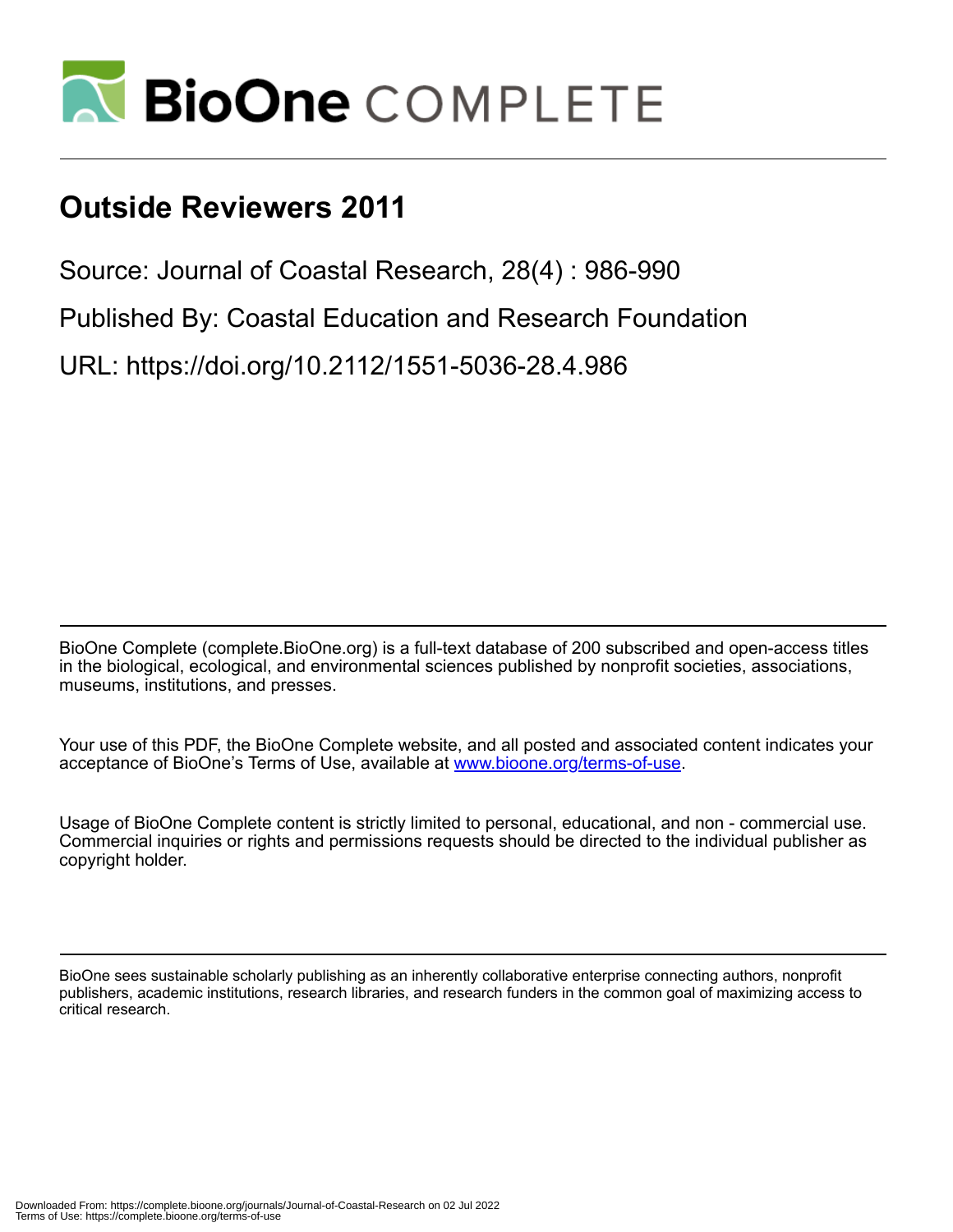# Outside Reviewers 2011

Source: Journal of Coastal Research, 28(4) : 986-990

Published By: Coastal Education and Research Foundation

URL: https://doi.org/10.2112/1551-5036-28.4.986

BioOne Complete (complete.BioOne.org) is a full-text database of 200 subscribed and open-access titles in the biological, ecological, and environmental sciences published by nonprofit societies, associations, museums, institutions, and presses.

Your use of this PDF, the BioOne Complete website, and all posted and associated content indicates your acceptance of BioOne's Terms of Use, available at www.bioone.org/terms-of-use.

Usage of BioOne Complete content is strictly limited to personal, educational, and non - commercial use. Commercial inquiries or rights and permissions requests should be directed to the individual publisher as copyright holder.

BioOne sees sustainable scholarly publishing as an inherently collaborative enterprise connecting authors, nonprofit publishers, academic institutions, research libraries, and research funders in the common goal of maximizing access to critical research.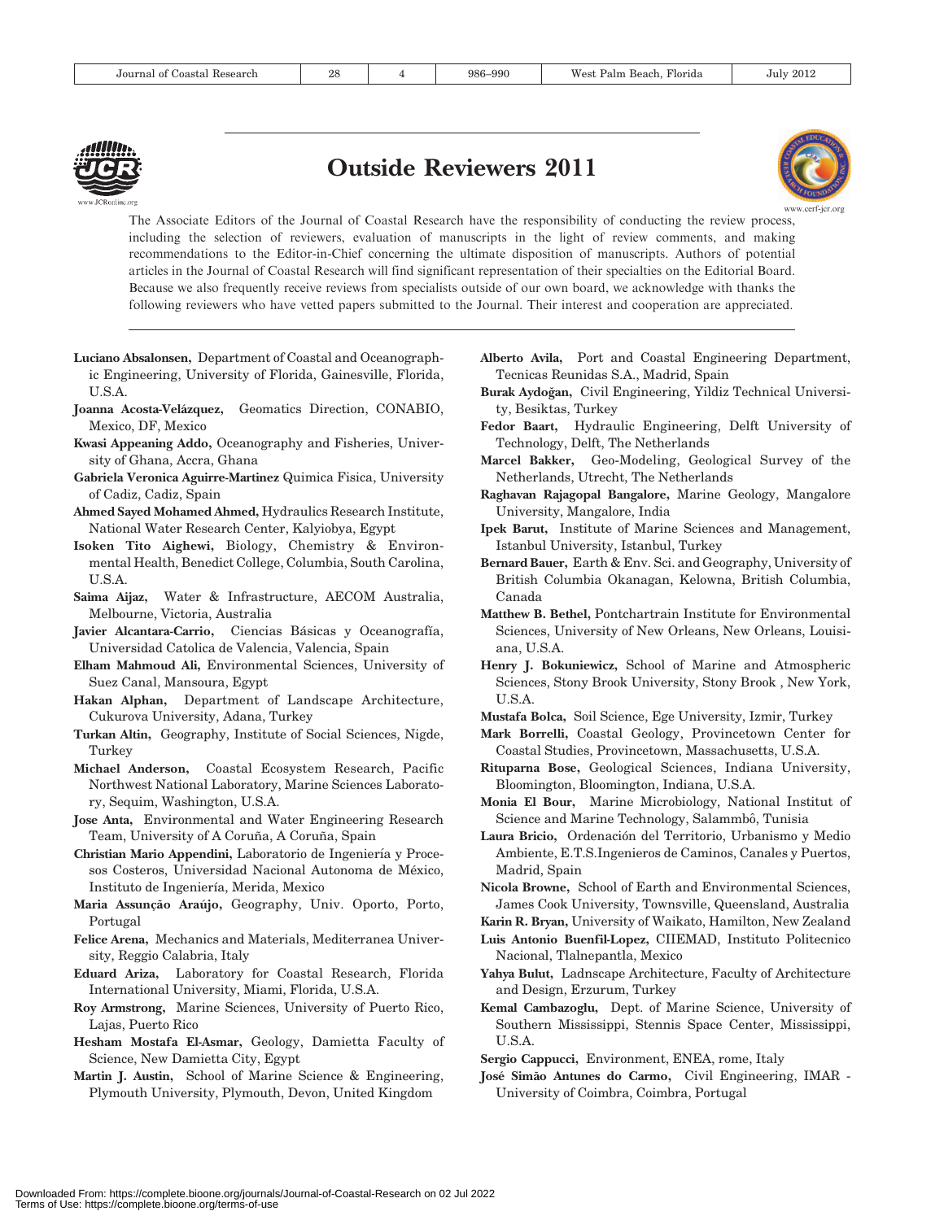# Outside Reviewers 2011

The Associate Editors of the Journal of Coastal Research have the responsibility of conducting the review process, including the selection of reviewers, evaluation of manuscripts in the light of review comments, and making recommendations to the Editor-in-Chief concerning the ultimate disposition of manuscripts. Authors of potential articles in the Journal of Coastal Research will find significant representation of their specialties on the Editorial Board. Because we also frequently receive reviews from specialists outside of our own board, we acknowledge with thanks the following reviewers who have vetted papers submitted to the Journal. Their interest and cooperation are appreciated.

---

**Luciano Absalonsen,** Department of Coastal and Oceanographic Engineering, University of Florida, Gainesville, Florida, U.S.A.

**Joanna Acosta-Velázquez,** Geomatics Direction, CONABIO, Mexico, DF, Mexico

**Kwasi Appeaning Addo,** Oceanography and Fisheries, University of Ghana, Accra, Ghana

**Gabriela Veronica Aguirre-Martinez** Quimica Fisica, University of Cadiz, Cadiz, Spain

**Ahmed Sayed Mohamed Ahmed,** Hydraulics Research Institute, National Water Research Center, Kalyiobya, Egypt

**Isoken Tito Aighewi,** Biology, Chemistry & Environmental Health, Benedict College, Columbia, South Carolina, U.S.A.

**Saima Aijaz,** Water & Infrastructure, AECOM Australia, Melbourne, Victoria, Australia

**Javier Alcantara-Carrio,** Ciencias Básicas y Oceanografía, Universidad Catolica de Valencia, Valencia, Spain

**Elham Mahmoud Ali,** Environmental Sciences, University of Suez Canal, Mansoura, Egypt

**Hakan Alphan,** Department of Landscape Architecture, Cukurova University, Adana, Turkey

**Turkan Altin,** Geography, Institute of Social Sciences, Nigde, Turkey

**Michael Anderson,** Coastal Ecosystem Research, Pacific Northwest National Laboratory, Marine Sciences Laboratory, Sequim, Washington, U.S.A.

**Jose Anta,** Environmental and Water Engineering Research Team, University of A Coruña, A Coruña, Spain

**Christian Mario Appendini,** Laboratorio de Ingeniería y Procesos Costeros, Universidad Nacional Autonoma de México, Instituto de Ingeniería, Merida, Mexico

**Maria Assunção Araújo,** Geography, Univ. Oporto, Porto, Portugal

**Felice Arena,** Mechanics and Materials, Mediterranea University, Reggio Calabria, Italy

**Eduard Ariza,** Laboratory for Coastal Research, Florida International University, Miami, Florida, U.S.A.

**Roy Armstrong,** Marine Sciences, University of Puerto Rico, Lajas, Puerto Rico

**Hesham Mostafa El-Asmar,** Geology, Damietta Faculty of Science, New Damietta City, Egypt

**Martin J. Austin,** School of Marine Science & Engineering, Plymouth University, Plymouth, Devon, United Kingdom

**Alberto Avila,** Port and Coastal Engineering Department, Tecnicas Reunidas S.A., Madrid, Spain

**Burak Aydoğan,** Civil Engineering, Yildiz Technical University, Besiktas, Turkey

**Fedor Baart,** Hydraulic Engineering, Delft University of Technology, Delft, The Netherlands

**Marcel Bakker,** Geo-Modeling, Geological Survey of the Netherlands, Utrecht, The Netherlands

**Raghavan Rajagopal Bangalore,** Marine Geology, Mangalore University, Mangalore, India

**Ipek Barut,** Institute of Marine Sciences and Management, Istanbul University, Istanbul, Turkey

**Bernard Bauer,** Earth & Env. Sci. and Geography, University of British Columbia Okanagan, Kelowna, British Columbia, Canada

**Matthew B. Bethel,** Pontchartrain Institute for Environmental Sciences, University of New Orleans, New Orleans, Louisiana, U.S.A.

**Henry J. Bokuniewicz,** School of Marine and Atmospheric Sciences, Stony Brook University, Stony Brook , New York, U.S.A.

**Mustafa Bolca,** Soil Science, Ege University, Izmir, Turkey

**Mark Borrelli,** Coastal Geology, Provincetown Center for Coastal Studies, Provincetown, Massachusetts, U.S.A.

**Rituparna Bose,** Geological Sciences, Indiana University, Bloomington, Bloomington, Indiana, U.S.A.

**Monia El Bour,** Marine Microbiology, National Institut of Science and Marine Technology, Salammbô, Tunisia

**Laura Bricio,** Ordenación del Territorio, Urbanismo y Medio Ambiente, E.T.S.Ingenieros de Caminos, Canales y Puertos, Madrid, Spain

**Nicola Browne,** School of Earth and Environmental Sciences, James Cook University, Townsville, Queensland, Australia

**Karin R. Bryan,** University of Waikato, Hamilton, New Zealand

**Luis Antonio Buenfil-Lopez,** CIIEMAD, Instituto Politecnico Nacional, Tlalnepantla, Mexico

**Yahya Bulut,** Ladnscape Architecture, Faculty of Architecture and Design, Erzurum, Turkey

**Kemal Cambazoglu,** Dept. of Marine Science, University of Southern Mississippi, Stennis Space Center, Mississippi, U.S.A.

**Sergio Cappucci,** Environment, ENEA, rome, Italy

**José Simão Antunes do Carmo,** Civil Engineering, IMAR - University of Coimbra, Coimbra, Portugal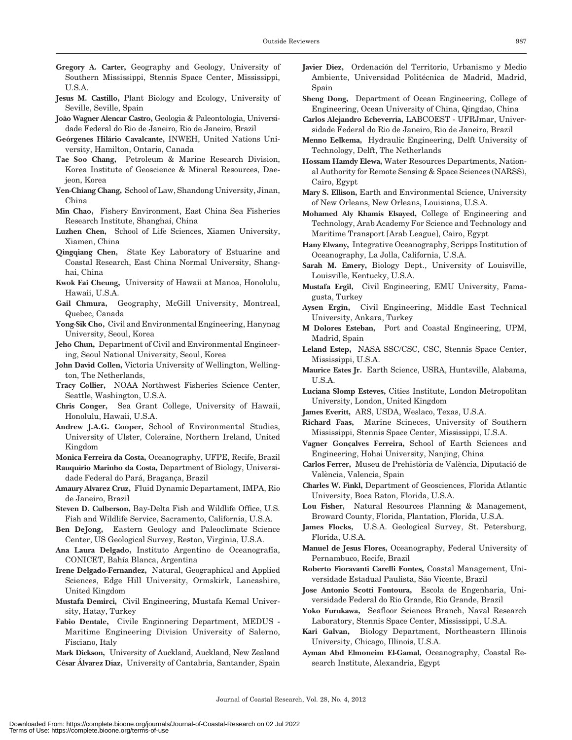**Gregory A. Carter,** Geography and Geology, University of Southern Mississippi, Stennis Space Center, Mississippi, U.S.A.

**Jesus M. Castillo,** Plant Biology and Ecology, University of Seville, Seville, Spain

**João Wagner Alencar Castro,** Geologia & Paleontologia, Universidade Federal do Rio de Janeiro, Rio de Janeiro, Brazil

**Geórgenes Hilário Cavalcante,** INWEH, United Nations University, Hamilton, Ontario, Canada

**Tae Soo Chang,** Petroleum & Marine Research Division, Korea Institute of Geoscience & Mineral Resources, Daejeon, Korea

**Yen-Chiang Chang,** School of Law, Shandong University, Jinan, China

**Min Chao,** Fishery Environment, East China Sea Fisheries Research Institute, Shanghai, China

**Luzhen Chen,** School of Life Sciences, Xiamen University, Xiamen, China

**Qingqiang Chen,** State Key Laboratory of Estuarine and Coastal Research, East China Normal University, Shanghai, China

**Kwok Fai Cheung,** University of Hawaii at Manoa, Honolulu, Hawaii, U.S.A.

**Gail Chmura,** Geography, McGill University, Montreal, Quebec, Canada

**Yong-Sik Cho,** Civil and Environmental Engineering, Hanynag University, Seoul, Korea

**Jeho Chun,** Department of Civil and Environmental Engineering, Seoul National University, Seoul, Korea

**John David Collen,** Victoria University of Wellington, Wellington, The Netherlands,

**Tracy Collier,** NOAA Northwest Fisheries Science Center, Seattle, Washington, U.S.A.

**Chris Conger,** Sea Grant College, University of Hawaii, Honolulu, Hawaii, U.S.A.

**Andrew J.A.G. Cooper,** School of Environmental Studies, University of Ulster, Coleraine, Northern Ireland, United Kingdom

**Monica Ferreira da Costa,** Oceanography, UFPE, Recife, Brazil

**Rauquírio Marinho da Costa,** Department of Biology, Universidade Federal do Pará, Bragança, Brazil

**Amaury Alvarez Cruz,** Fluid Dynamic Departament, IMPA, Rio de Janeiro, Brazil

**Steven D. Culberson,** Bay-Delta Fish and Wildlife Office, U.S. Fish and Wildlife Service, Sacramento, California, U.S.A.

**Ben DeJong,** Eastern Geology and Paleoclimate Science Center, US Geological Survey, Reston, Virginia, U.S.A.

**Ana Laura Delgado,** Instituto Argentino de Oceanografía, CONICET, Bahía Blanca, Argentina

**Irene Delgado-Fernandez,** Natural, Geographical and Applied Sciences, Edge Hill University, Ormskirk, Lancashire, United Kingdom

**Mustafa Demirci,** Civil Engineering, Mustafa Kemal University, Hatay, Turkey

**Fabio Dentale,** Civile Enginnering Department, MEDUS - Maritime Engineering Division University of Salerno, Fisciano, Italy

**Mark Dickson,** University of Auckland, Auckland, New Zealand

**César Álvarez Díaz,** University of Cantabria, Santander, Spain

**Javier Diez,** Ordenación del Territorio, Urbanismo y Medio Ambiente, Universidad Politécnica de Madrid, Madrid, Spain

**Sheng Dong,** Department of Ocean Engineering, College of Engineering, Ocean University of China, Qingdao, China

**Carlos Alejandro Echeverría,** LABCOEST - UFRJmar, Universidade Federal do Rio de Janeiro, Rio de Janeiro, Brazil

**Menno Eelkema,** Hydraulic Engineering, Delft University of Technology, Delft, The Netherlands

**Hossam Hamdy Elewa,** Water Resources Departments, National Authority for Remote Sensing & Space Sciences (NARSS), Cairo, Egypt

**Mary S. Ellison,** Earth and Environmental Science, University of New Orleans, New Orleans, Louisiana, U.S.A.

**Mohamed Aly Khamis Elsayed,** College of Engineering and Technology, Arab Academy For Science and Technology and Maritime Transport [Arab League], Cairo, Egypt

**Hany Elwany,** Integrative Oceanography, Scripps Institution of Oceanography, La Jolla, California, U.S.A.

**Sarah M. Emery,** Biology Dept., University of Louisville, Louisville, Kentucky, U.S.A.

**Mustafa Ergil,** Civil Engineering, EMU University, Famagusta, Turkey

**Aysen Ergin,** Civil Engineering, Middle East Technical University, Ankara, Turkey

**M Dolores Esteban,** Port and Coastal Engineering, UPM, Madrid, Spain

**Leland Estep,** NASA SSC/CSC, CSC, Stennis Space Center, Mississippi, U.S.A.

**Maurice Estes Jr.** Earth Science, USRA, Huntsville, Alabama, U.S.A.

**Luciana Slomp Esteves,** Cities Institute, London Metropolitan University, London, United Kingdom

**James Everitt,** ARS, USDA, Weslaco, Texas, U.S.A.

**Richard Faas,** Marine Scineces, University of Southern Mississippi, Stennis Space Center, Mississippi, U.S.A.

**Vagner Gonçalves Ferreira,** School of Earth Sciences and Engineering, Hohai University, Nanjing, China

**Carlos Ferrer,** Museu de Prehistòria de València, Diputació de València, Valencia, Spain

**Charles W. Finkl,** Department of Geosciences, Florida Atlantic University, Boca Raton, Florida, U.S.A.

**Lou Fisher,** Natural Resources Planning & Management, Broward County, Florida, Plantation, Florida, U.S.A.

**James Flocks,** U.S.A. Geological Survey, St. Petersburg, Florida, U.S.A.

**Manuel de Jesus Flores,** Oceanography, Federal University of Pernambuco, Recife, Brazil

**Roberto Fioravanti Carelli Fontes,** Coastal Management, Universidade Estadual Paulista, São Vicente, Brazil

**Jose Antonio Scotti Fontoura,** Escola de Engenharia, Universidade Federal do Rio Grande, Rio Grande, Brazil

**Yoko Furukawa,** Seafloor Sciences Branch, Naval Research Laboratory, Stennis Space Center, Mississippi, U.S.A.

**Kari Galvan,** Biology Department, Northeastern Illinois University, Chicago, Illinois, U.S.A.

**Ayman Abd Elmoneim El-Gamal,** Oceanography, Coastal Research Institute, Alexandria, Egypt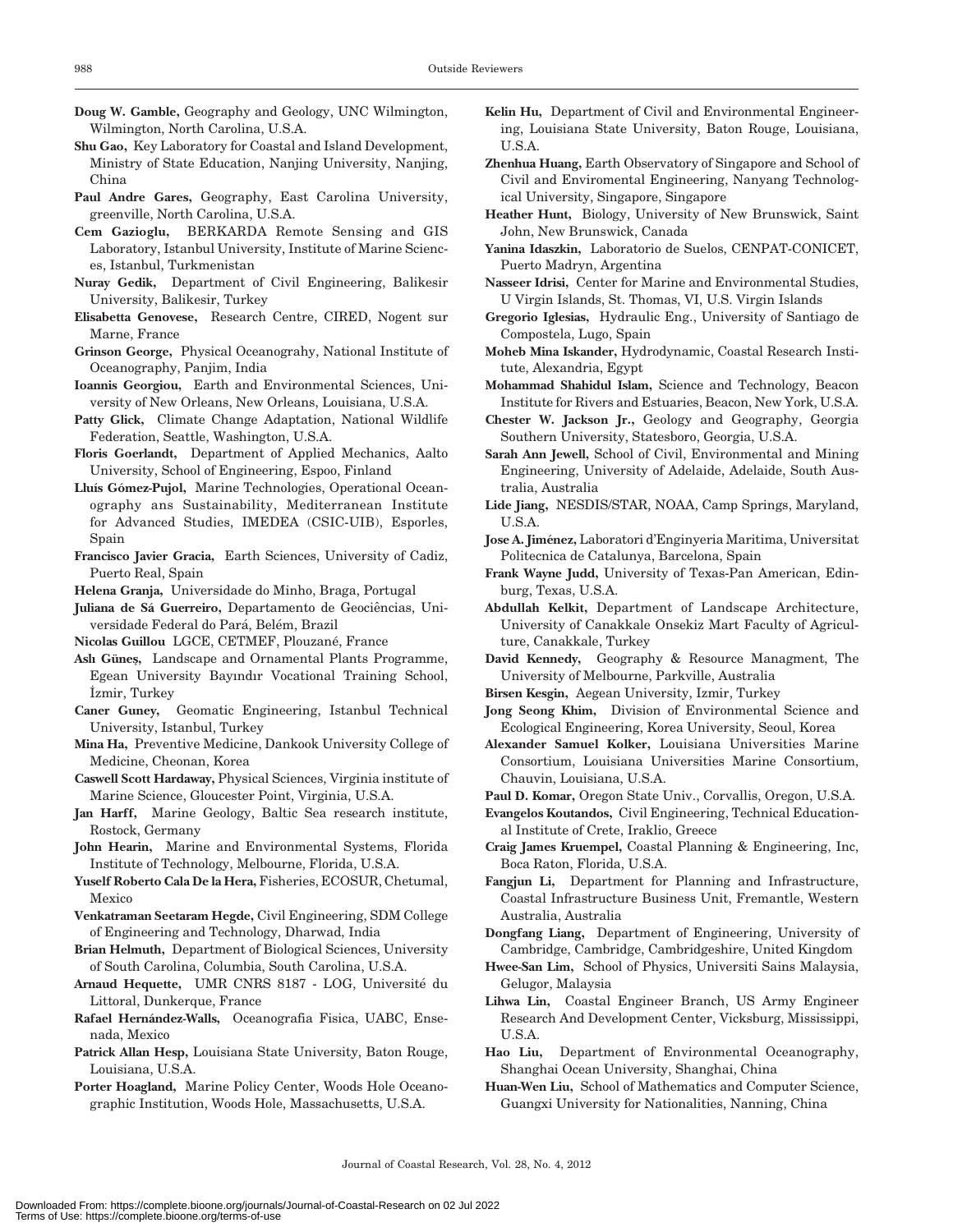**Doug W. Gamble,** Geography and Geology, UNC Wilmington, Wilmington, North Carolina, U.S.A.

**Shu Gao,** Key Laboratory for Coastal and Island Development, Ministry of State Education, Nanjing University, Nanjing, China

**Paul Andre Gares,** Geography, East Carolina University, greenville, North Carolina, U.S.A.

**Cem Gazioglu,** BERKARDA Remote Sensing and GIS Laboratory, Istanbul University, Institute of Marine Sciences, Istanbul, Turkmenistan

**Nuray Gedik,** Department of Civil Engineering, Balikesir University, Balikesir, Turkey

**Elisabetta Genovese,** Research Centre, CIRED, Nogent sur Marne, France

**Grinson George,** Physical Oceanograhy, National Institute of Oceanography, Panjim, India

**Ioannis Georgiou,** Earth and Environmental Sciences, University of New Orleans, New Orleans, Louisiana, U.S.A.

**Patty Glick,** Climate Change Adaptation, National Wildlife Federation, Seattle, Washington, U.S.A.

**Floris Goerlandt,** Department of Applied Mechanics, Aalto University, School of Engineering, Espoo, Finland

**Lluís Gómez-Pujol,** Marine Technologies, Operational Oceanography ans Sustainability, Mediterranean Institute for Advanced Studies, IMEDEA (CSIC-UIB), Esporles, Spain

**Francisco Javier Gracia,** Earth Sciences, University of Cadiz, Puerto Real, Spain

**Helena Granja,** Universidade do Minho, Braga, Portugal

**Juliana de Sá Guerreiro,** Departamento de Geociências, Universidade Federal do Pará, Belém, Brazil

**Nicolas Guillou** LGCE, CETMEF, Plouzané, France

**Aslı Güneş,** Landscape and Ornamental Plants Programme, Egean University Bayındır Vocational Training School, İzmir, Turkey

**Caner Guney,** Geomatic Engineering, Istanbul Technical University, Istanbul, Turkey

**Mina Ha,** Preventive Medicine, Dankook University College of Medicine, Cheonan, Korea

**Caswell Scott Hardaway,** Physical Sciences, Virginia institute of Marine Science, Gloucester Point, Virginia, U.S.A.

**Jan Harff,** Marine Geology, Baltic Sea research institute, Rostock, Germany

**John Hearin,** Marine and Environmental Systems, Florida Institute of Technology, Melbourne, Florida, U.S.A.

**Yuself Roberto Cala De la Hera,** Fisheries, ECOSUR, Chetumal, Mexico

**Venkatraman Seetaram Hegde,** Civil Engineering, SDM College of Engineering and Technology, Dharwad, India

**Brian Helmuth,** Department of Biological Sciences, University of South Carolina, Columbia, South Carolina, U.S.A.

**Arnaud Hequette,** UMR CNRS 8187 - LOG, Université du Littoral, Dunkerque, France

**Rafael Hernández-Walls,** Oceanografia Fisica, UABC, Ensenada, Mexico

**Patrick Allan Hesp,** Louisiana State University, Baton Rouge, Louisiana, U.S.A.

**Porter Hoagland,** Marine Policy Center, Woods Hole Oceanographic Institution, Woods Hole, Massachusetts, U.S.A.

**Kelin Hu,** Department of Civil and Environmental Engineering, Louisiana State University, Baton Rouge, Louisiana, U.S.A.

**Zhenhua Huang,** Earth Observatory of Singapore and School of Civil and Enviromental Engineering, Nanyang Technological University, Singapore, Singapore

**Heather Hunt,** Biology, University of New Brunswick, Saint John, New Brunswick, Canada

**Yanina Idaszkin,** Laboratorio de Suelos, CENPAT-CONICET, Puerto Madryn, Argentina

**Nasseer Idrisi,** Center for Marine and Environmental Studies, U Virgin Islands, St. Thomas, VI, U.S. Virgin Islands

**Gregorio Iglesias,** Hydraulic Eng., University of Santiago de Compostela, Lugo, Spain

**Moheb Mina Iskander,** Hydrodynamic, Coastal Research Institute, Alexandria, Egypt

**Mohammad Shahidul Islam,** Science and Technology, Beacon Institute for Rivers and Estuaries, Beacon, New York, U.S.A.

**Chester W. Jackson Jr.,** Geology and Geography, Georgia Southern University, Statesboro, Georgia, U.S.A.

**Sarah Ann Jewell,** School of Civil, Environmental and Mining Engineering, University of Adelaide, Adelaide, South Australia, Australia

**Lide Jiang,** NESDIS/STAR, NOAA, Camp Springs, Maryland, U.S.A.

**Jose A. Jiménez,** Laboratori d'Enginyeria Maritima, Universitat Politecnica de Catalunya, Barcelona, Spain

**Frank Wayne Judd,** University of Texas-Pan American, Edinburg, Texas, U.S.A.

**Abdullah Kelkit,** Department of Landscape Architecture, University of Canakkale Onsekiz Mart Faculty of Agriculture, Canakkale, Turkey

**David Kennedy,** Geography & Resource Managment, The University of Melbourne, Parkville, Australia

**Birsen Kesgin,** Aegean University, Izmir, Turkey

**Jong Seong Khim,** Division of Environmental Science and Ecological Engineering, Korea University, Seoul, Korea

**Alexander Samuel Kolker,** Louisiana Universities Marine Consortium, Louisiana Universities Marine Consortium, Chauvin, Louisiana, U.S.A.

**Paul D. Komar,** Oregon State Univ., Corvallis, Oregon, U.S.A.

**Evangelos Koutandos,** Civil Engineering, Technical Educational Institute of Crete, Iraklio, Greece

**Craig James Kruempel,** Coastal Planning & Engineering, Inc, Boca Raton, Florida, U.S.A.

**Fangjun Li,** Department for Planning and Infrastructure, Coastal Infrastructure Business Unit, Fremantle, Western Australia, Australia

**Dongfang Liang,** Department of Engineering, University of Cambridge, Cambridge, Cambridgeshire, United Kingdom

**Hwee-San Lim,** School of Physics, Universiti Sains Malaysia, Gelugor, Malaysia

**Lihwa Lin,** Coastal Engineer Branch, US Army Engineer Research And Development Center, Vicksburg, Mississippi, U.S.A.

**Hao Liu,** Department of Environmental Oceanography, Shanghai Ocean University, Shanghai, China

**Huan-Wen Liu,** School of Mathematics and Computer Science, Guangxi University for Nationalities, Nanning, China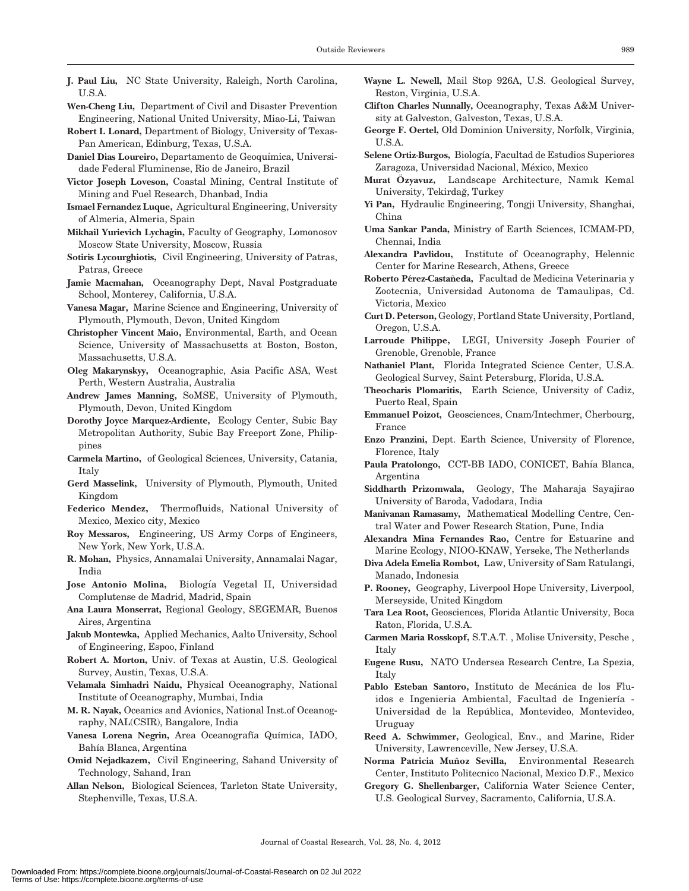**J. Paul Liu,** NC State University, Raleigh, North Carolina, U.S.A.

**Wen-Cheng Liu,** Department of Civil and Disaster Prevention Engineering, National United University, Miao-Li, Taiwan

**Robert I. Lonard,** Department of Biology, University of Texas-Pan American, Edinburg, Texas, U.S.A.

**Daniel Dias Loureiro,** Departamento de Geoquímica, Universidade Federal Fluminense, Rio de Janeiro, Brazil

**Victor Joseph Loveson,** Coastal Mining, Central Institute of Mining and Fuel Research, Dhanbad, India

**Ismael Fernandez Luque,** Agricultural Engineering, University of Almeria, Almeria, Spain

**Mikhail Yurievich Lychagin,** Faculty of Geography, Lomonosov Moscow State University, Moscow, Russia

**Sotiris Lycourghiotis,** Civil Engineering, University of Patras, Patras, Greece

**Jamie Macmahan,** Oceanography Dept, Naval Postgraduate School, Monterey, California, U.S.A.

**Vanesa Magar,** Marine Science and Engineering, University of Plymouth, Plymouth, Devon, United Kingdom

**Christopher Vincent Maio,** Environmental, Earth, and Ocean Science, University of Massachusetts at Boston, Boston, Massachusetts, U.S.A.

**Oleg Makarynskyy,** Oceanographic, Asia Pacific ASA, West Perth, Western Australia, Australia

**Andrew James Manning,** SoMSE, University of Plymouth, Plymouth, Devon, United Kingdom

**Dorothy Joyce Marquez-Ardiente,** Ecology Center, Subic Bay Metropolitan Authority, Subic Bay Freeport Zone, Philippines

**Carmela Martino,** of Geological Sciences, University, Catania, Italy

**Gerd Masselink,** University of Plymouth, Plymouth, United Kingdom

**Federico Mendez,** Thermofluids, National University of Mexico, Mexico city, Mexico

**Roy Messaros,** Engineering, US Army Corps of Engineers, New York, New York, U.S.A.

**R. Mohan,** Physics, Annamalai University, Annamalai Nagar, India

**Jose Antonio Molina,** Biología Vegetal II, Universidad Complutense de Madrid, Madrid, Spain

**Ana Laura Monserrat,** Regional Geology, SEGEMAR, Buenos Aires, Argentina

**Jakub Montewka,** Applied Mechanics, Aalto University, School of Engineering, Espoo, Finland

**Robert A. Morton,** Univ. of Texas at Austin, U.S. Geological Survey, Austin, Texas, U.S.A.

**Velamala Simhadri Naidu,** Physical Oceanography, National Institute of Oceanography, Mumbai, India

**M. R. Nayak,** Oceanics and Avionics, National Inst.of Oceanography, NAL(CSIR), Bangalore, India

**Vanesa Lorena Negrin,** Area Oceanografía Química, IADO, Bahía Blanca, Argentina

**Omid Nejadkazem,** Civil Engineering, Sahand University of Technology, Sahand, Iran

**Allan Nelson,** Biological Sciences, Tarleton State University, Stephenville, Texas, U.S.A.

**Wayne L. Newell,** Mail Stop 926A, U.S. Geological Survey, Reston, Virginia, U.S.A.

**Clifton Charles Nunnally,** Oceanography, Texas A&M University at Galveston, Galveston, Texas, U.S.A.

**George F. Oertel,** Old Dominion University, Norfolk, Virginia, U.S.A.

**Selene Ortiz-Burgos,** Biología, Facultad de Estudios Superiores Zaragoza, Universidad Nacional, México, Mexico

**Murat Özyavuz,** Landscape Architecture, Namık Kemal University, Tekirdağ, Turkey

**Yi Pan,** Hydraulic Engineering, Tongji University, Shanghai, China

**Uma Sankar Panda,** Ministry of Earth Sciences, ICMAM-PD, Chennai, India

**Alexandra Pavlidou,** Institute of Oceanography, Helennic Center for Marine Research, Athens, Greece

**Roberto Pérez-Castañeda,** Facultad de Medicina Veterinaria y Zootecnia, Universidad Autonoma de Tamaulipas, Cd. Victoria, Mexico

**Curt D. Peterson,** Geology, Portland State University, Portland, Oregon, U.S.A.

**Larroude Philippe,** LEGI, University Joseph Fourier of Grenoble, Grenoble, France

**Nathaniel Plant,** Florida Integrated Science Center, U.S.A. Geological Survey, Saint Petersburg, Florida, U.S.A.

**Theocharis Plomaritis,** Earth Science, University of Cadiz, Puerto Real, Spain

**Emmanuel Poizot,** Geosciences, Cnam/Intechmer, Cherbourg, France

**Enzo Pranzini,** Dept. Earth Science, University of Florence, Florence, Italy

**Paula Pratolongo,** CCT-BB IADO, CONICET, Bahía Blanca, Argentina

**Siddharth Prizomwala,** Geology, The Maharaja Sayajirao University of Baroda, Vadodara, India

**Manivanan Ramasamy,** Mathematical Modelling Centre, Central Water and Power Research Station, Pune, India

**Alexandra Mina Fernandes Rao,** Centre for Estuarine and Marine Ecology, NIOO-KNAW, Yerseke, The Netherlands

**Diva Adela Emelia Rombot,** Law, University of Sam Ratulangi, Manado, Indonesia

**P. Rooney,** Geography, Liverpool Hope University, Liverpool, Merseyside, United Kingdom

**Tara Lea Root,** Geosciences, Florida Atlantic University, Boca Raton, Florida, U.S.A.

**Carmen Maria Rosskopf,** S.T.A.T. , Molise University, Pesche , Italy

**Eugene Rusu,** NATO Undersea Research Centre, La Spezia, Italy

**Pablo Esteban Santoro,** Instituto de Mecánica de los Fluidos e Ingenieria Ambiental, Facultad de Ingeniería - Universidad de la República, Montevideo, Montevideo, Uruguay

**Reed A. Schwimmer,** Geological, Env., and Marine, Rider University, Lawrenceville, New Jersey, U.S.A.

**Norma Patricia Muñoz Sevilla,** Environmental Research Center, Instituto Politecnico Nacional, Mexico D.F., Mexico

**Gregory G. Shellenbarger,** California Water Science Center, U.S. Geological Survey, Sacramento, California, U.S.A.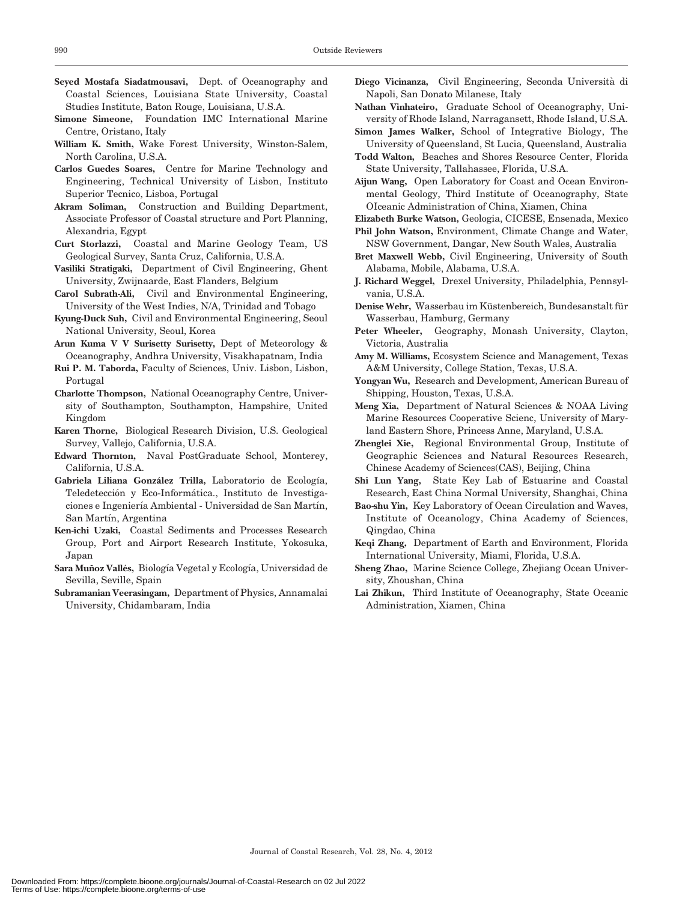**Seyed Mostafa Siadatmousavi,** Dept. of Oceanography and Coastal Sciences, Louisiana State University, Coastal Studies Institute, Baton Rouge, Louisiana, U.S.A.

**Simone Simeone,** Foundation IMC International Marine Centre, Oristano, Italy

**William K. Smith,** Wake Forest University, Winston-Salem, North Carolina, U.S.A.

**Carlos Guedes Soares,** Centre for Marine Technology and Engineering, Technical University of Lisbon, Instituto Superior Tecnico, Lisboa, Portugal

**Akram Soliman,** Construction and Building Department, Associate Professor of Coastal structure and Port Planning, Alexandria, Egypt

**Curt Storlazzi,** Coastal and Marine Geology Team, US Geological Survey, Santa Cruz, California, U.S.A.

**Vasiliki Stratigaki,** Department of Civil Engineering, Ghent University, Zwijnaarde, East Flanders, Belgium

**Carol Subrath-Ali,** Civil and Environmental Engineering, University of the West Indies, N/A, Trinidad and Tobago

**Kyung-Duck Suh,** Civil and Environmental Engineering, Seoul National University, Seoul, Korea

**Arun Kuma V V Surisetty Surisetty,** Dept of Meteorology & Oceanography, Andhra University, Visakhapatnam, India

**Rui P. M. Taborda,** Faculty of Sciences, Univ. Lisbon, Lisbon, Portugal

**Charlotte Thompson,** National Oceanography Centre, University of Southampton, Southampton, Hampshire, United Kingdom

**Karen Thorne,** Biological Research Division, U.S. Geological Survey, Vallejo, California, U.S.A.

**Edward Thornton,** Naval PostGraduate School, Monterey, California, U.S.A.

**Gabriela Liliana González Trilla,** Laboratorio de Ecología, Teledetección y Eco-Informática., Instituto de Investigaciones e Ingeniería Ambiental - Universidad de San Martín, San Martín, Argentina

**Ken-ichi Uzaki,** Coastal Sediments and Processes Research Group, Port and Airport Research Institute, Yokosuka, Japan

**Sara Muñoz Vallés,** Biología Vegetal y Ecología, Universidad de Sevilla, Seville, Spain

**Subramanian Veerasingam,** Department of Physics, Annamalai University, Chidambaram, India

**Diego Vicinanza,** Civil Engineering, Seconda Università di Napoli, San Donato Milanese, Italy

**Nathan Vinhateiro,** Graduate School of Oceanography, University of Rhode Island, Narragansett, Rhode Island, U.S.A.

**Simon James Walker,** School of Integrative Biology, The University of Queensland, St Lucia, Queensland, Australia

**Todd Walton,** Beaches and Shores Resource Center, Florida State University, Tallahassee, Florida, U.S.A.

**Aijun Wang,** Open Laboratory for Coast and Ocean Environmental Geology, Third Institute of Oceanography, State OIceanic Administration of China, Xiamen, China

**Elizabeth Burke Watson,** Geologia, CICESE, Ensenada, Mexico

**Phil John Watson,** Environment, Climate Change and Water, NSW Government, Dangar, New South Wales, Australia

**Bret Maxwell Webb,** Civil Engineering, University of South Alabama, Mobile, Alabama, U.S.A.

**J. Richard Weggel,** Drexel University, Philadelphia, Pennsylvania, U.S.A.

**Denise Wehr,** Wasserbau im Küstenbereich, Bundesanstalt für Wasserbau, Hamburg, Germany

**Peter Wheeler,** Geography, Monash University, Clayton, Victoria, Australia

**Amy M. Williams,** Ecosystem Science and Management, Texas A&M University, College Station, Texas, U.S.A.

**Yongyan Wu,** Research and Development, American Bureau of Shipping, Houston, Texas, U.S.A.

**Meng Xia,** Department of Natural Sciences & NOAA Living Marine Resources Cooperative Scienc, University of Maryland Eastern Shore, Princess Anne, Maryland, U.S.A.

**Zhenglei Xie,** Regional Environmental Group, Institute of Geographic Sciences and Natural Resources Research, Chinese Academy of Sciences(CAS), Beijing, China

**Shi Lun Yang,** State Key Lab of Estuarine and Coastal Research, East China Normal University, Shanghai, China

**Bao-shu Yin,** Key Laboratory of Ocean Circulation and Waves, Institute of Oceanology, China Academy of Sciences, Qingdao, China

**Keqi Zhang,** Department of Earth and Environment, Florida International University, Miami, Florida, U.S.A.

**Sheng Zhao,** Marine Science College, Zhejiang Ocean University, Zhoushan, China

**Lai Zhikun,** Third Institute of Oceanography, State Oceanic Administration, Xiamen, China